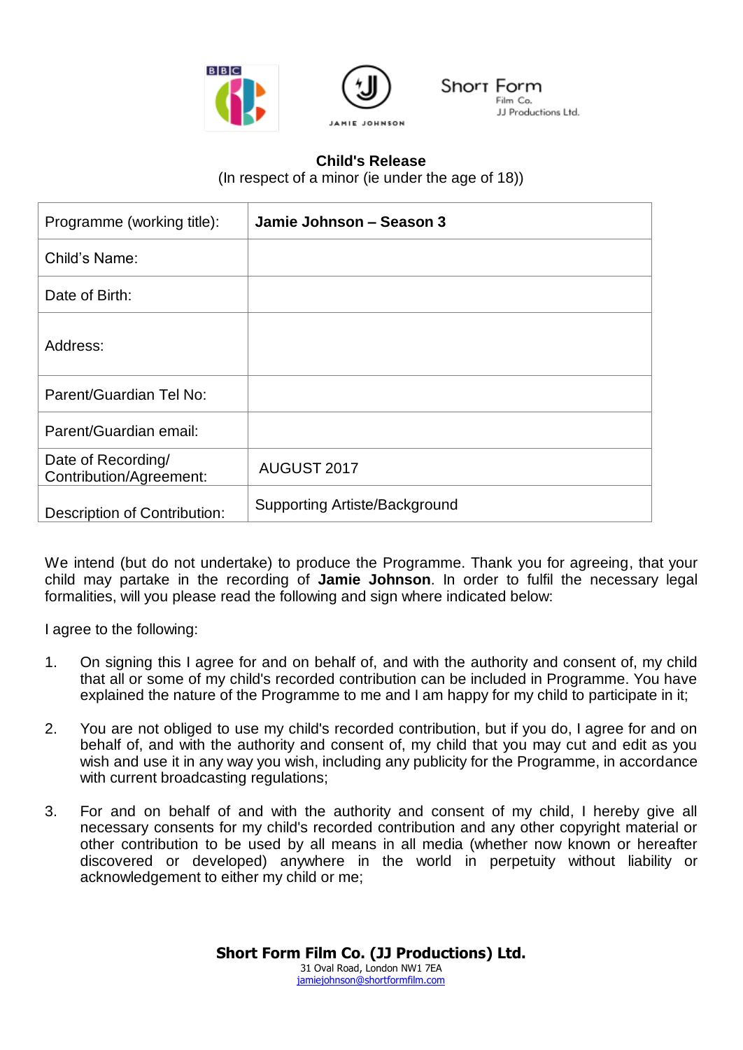BBC | JAMIE JOHNSON | Short Form Film Co. JJ Productions Ltd.

**Child's Release**

(In respect of a minor (ie under the age of 18))

| Programme (working title): | **Jamie Johnson – Season 3** |
|---|---|
| Child's Name: | |
| Date of Birth: | |
| Address: | |
| Parent/Guardian Tel No: | |
| Parent/Guardian email: | |
| Date of Recording/ Contribution/Agreement: | AUGUST 2017 |
| Description of Contribution: | Supporting Artiste/Background |

We intend (but do not undertake) to produce the Programme. Thank you for agreeing, that your child may partake in the recording of **Jamie Johnson**. In order to fulfil the necessary legal formalities, will you please read the following and sign where indicated below:

I agree to the following:

1. On signing this I agree for and on behalf of, and with the authority and consent of, my child that all or some of my child's recorded contribution can be included in Programme. You have explained the nature of the Programme to me and I am happy for my child to participate in it;

2. You are not obliged to use my child's recorded contribution, but if you do, I agree for and on behalf of, and with the authority and consent of, my child that you may cut and edit as you wish and use it in any way you wish, including any publicity for the Programme, in accordance with current broadcasting regulations;

3. For and on behalf of and with the authority and consent of my child, I hereby give all necessary consents for my child's recorded contribution and any other copyright material or other contribution to be used by all means in all media (whether now known or hereafter discovered or developed) anywhere in the world in perpetuity without liability or acknowledgement to either my child or me;

**Short Form Film Co. (JJ Productions) Ltd.**
31 Oval Road, London NW1 7EA
jamiejohnson@shortformfilm.com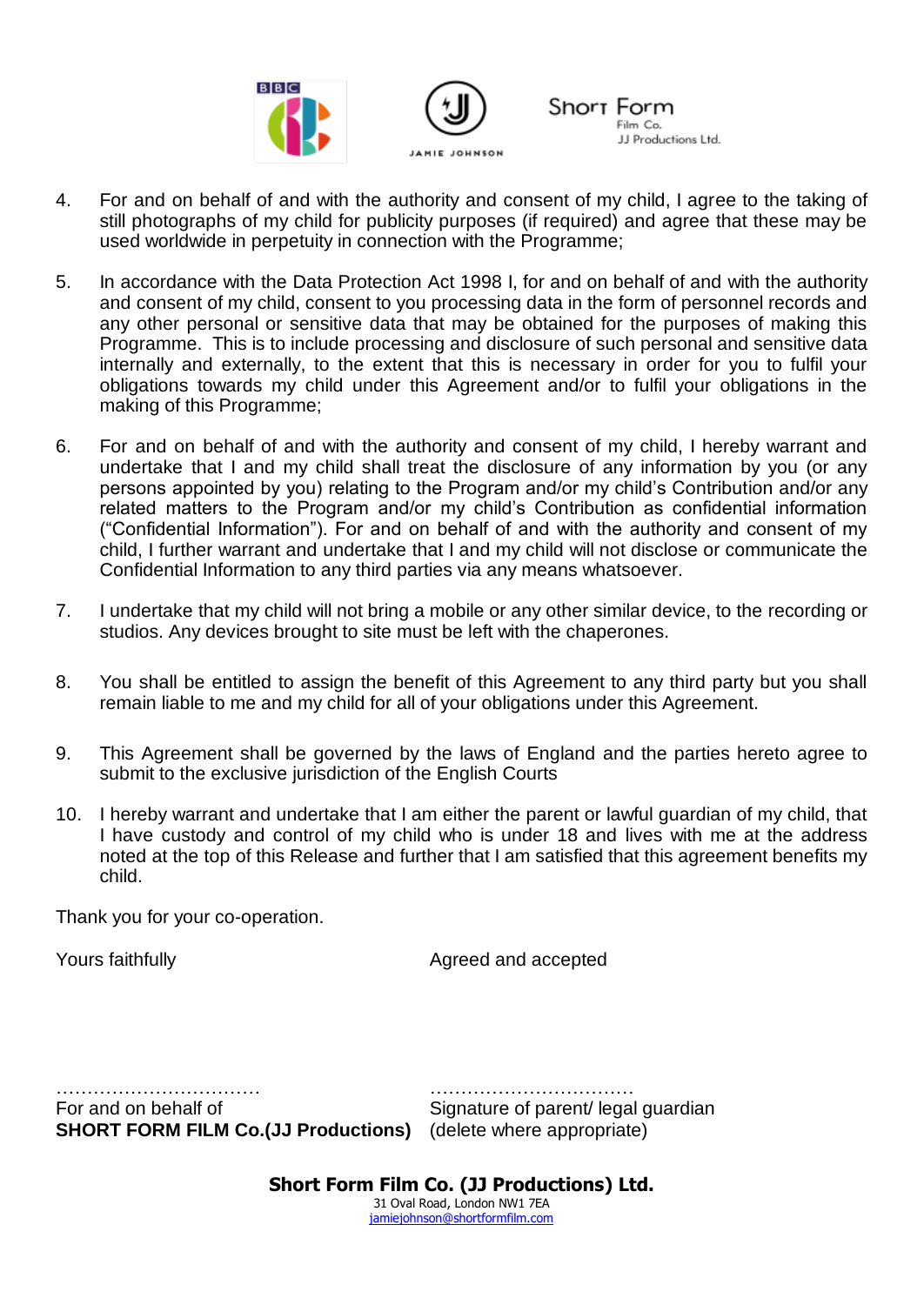4. For and on behalf of and with the authority and consent of my child, I agree to the taking of still photographs of my child for publicity purposes (if required) and agree that these may be used worldwide in perpetuity in connection with the Programme;

5. In accordance with the Data Protection Act 1998 I, for and on behalf of and with the authority and consent of my child, consent to you processing data in the form of personnel records and any other personal or sensitive data that may be obtained for the purposes of making this Programme. This is to include processing and disclosure of such personal and sensitive data internally and externally, to the extent that this is necessary in order for you to fulfil your obligations towards my child under this Agreement and/or to fulfil your obligations in the making of this Programme;

6. For and on behalf of and with the authority and consent of my child, I hereby warrant and undertake that I and my child shall treat the disclosure of any information by you (or any persons appointed by you) relating to the Program and/or my child's Contribution and/or any related matters to the Program and/or my child's Contribution as confidential information ("Confidential Information"). For and on behalf of and with the authority and consent of my child, I further warrant and undertake that I and my child will not disclose or communicate the Confidential Information to any third parties via any means whatsoever.

7. I undertake that my child will not bring a mobile or any other similar device, to the recording or studios. Any devices brought to site must be left with the chaperones.

8. You shall be entitled to assign the benefit of this Agreement to any third party but you shall remain liable to me and my child for all of your obligations under this Agreement.

9. This Agreement shall be governed by the laws of England and the parties hereto agree to submit to the exclusive jurisdiction of the English Courts

10. I hereby warrant and undertake that I am either the parent or lawful guardian of my child, that I have custody and control of my child who is under 18 and lives with me at the address noted at the top of this Release and further that I am satisfied that this agreement benefits my child.

Thank you for your co-operation.

Yours faithfully

……………………………
For and on behalf of
**SHORT FORM FILM Co.(JJ Productions)**

Agreed and accepted

……………………………
Signature of parent/ legal guardian
(delete where appropriate)

**Short Form Film Co. (JJ Productions) Ltd.**
31 Oval Road, London NW1 7EA
jamiejohnson@shortformfilm.com